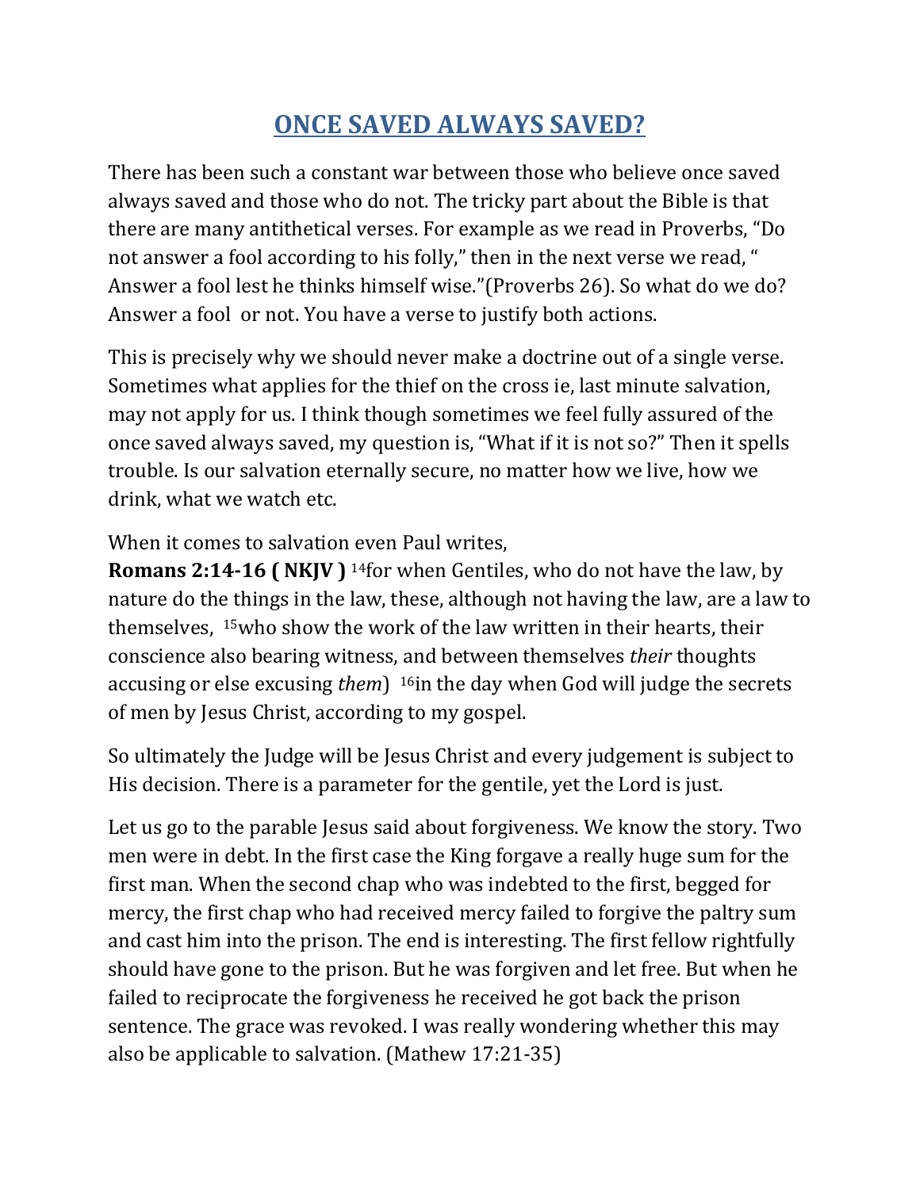# ONCE SAVED ALWAYS SAVED?

There has been such a constant war between those who believe once saved always saved and those who do not. The tricky part about the Bible is that there are many antithetical verses. For example as we read in Proverbs, "Do not answer a fool according to his folly," then in the next verse we read, " Answer a fool lest he thinks himself wise."(Proverbs 26). So what do we do? Answer a fool  or not. You have a verse to justify both actions.

This is precisely why we should never make a doctrine out of a single verse. Sometimes what applies for the thief on the cross ie, last minute salvation, may not apply for us. I think though sometimes we feel fully assured of the once saved always saved, my question is, "What if it is not so?" Then it spells trouble. Is our salvation eternally secure, no matter how we live, how we drink, what we watch etc.

When it comes to salvation even Paul writes,
**Romans 2:14-16 ( NKJV )** 14for when Gentiles, who do not have the law, by nature do the things in the law, these, although not having the law, are a law to themselves,  15who show the work of the law written in their hearts, their conscience also bearing witness, and between themselves *their* thoughts accusing or else excusing *them*)  16in the day when God will judge the secrets of men by Jesus Christ, according to my gospel.

So ultimately the Judge will be Jesus Christ and every judgement is subject to His decision. There is a parameter for the gentile, yet the Lord is just.

Let us go to the parable Jesus said about forgiveness. We know the story. Two men were in debt. In the first case the King forgave a really huge sum for the first man. When the second chap who was indebted to the first, begged for mercy, the first chap who had received mercy failed to forgive the paltry sum and cast him into the prison. The end is interesting. The first fellow rightfully should have gone to the prison. But he was forgiven and let free. But when he failed to reciprocate the forgiveness he received he got back the prison sentence. The grace was revoked. I was really wondering whether this may also be applicable to salvation. (Mathew 17:21-35)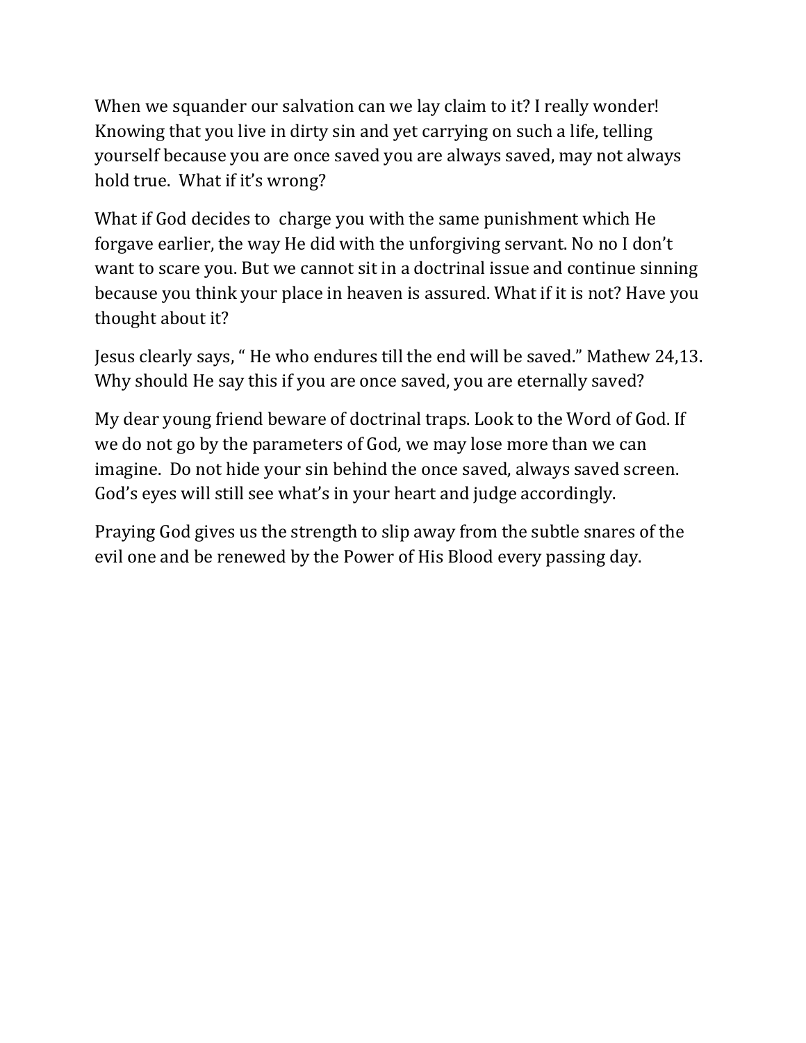When we squander our salvation can we lay claim to it? I really wonder! Knowing that you live in dirty sin and yet carrying on such a life, telling yourself because you are once saved you are always saved, may not always hold true. What if it's wrong?

What if God decides to charge you with the same punishment which He forgave earlier, the way He did with the unforgiving servant. No no I don't want to scare you. But we cannot sit in a doctrinal issue and continue sinning because you think your place in heaven is assured. What if it is not? Have you thought about it?

Jesus clearly says, " He who endures till the end will be saved." Mathew 24,13. Why should He say this if you are once saved, you are eternally saved?

My dear young friend beware of doctrinal traps. Look to the Word of God. If we do not go by the parameters of God, we may lose more than we can imagine. Do not hide your sin behind the once saved, always saved screen. God's eyes will still see what's in your heart and judge accordingly.

Praying God gives us the strength to slip away from the subtle snares of the evil one and be renewed by the Power of His Blood every passing day.